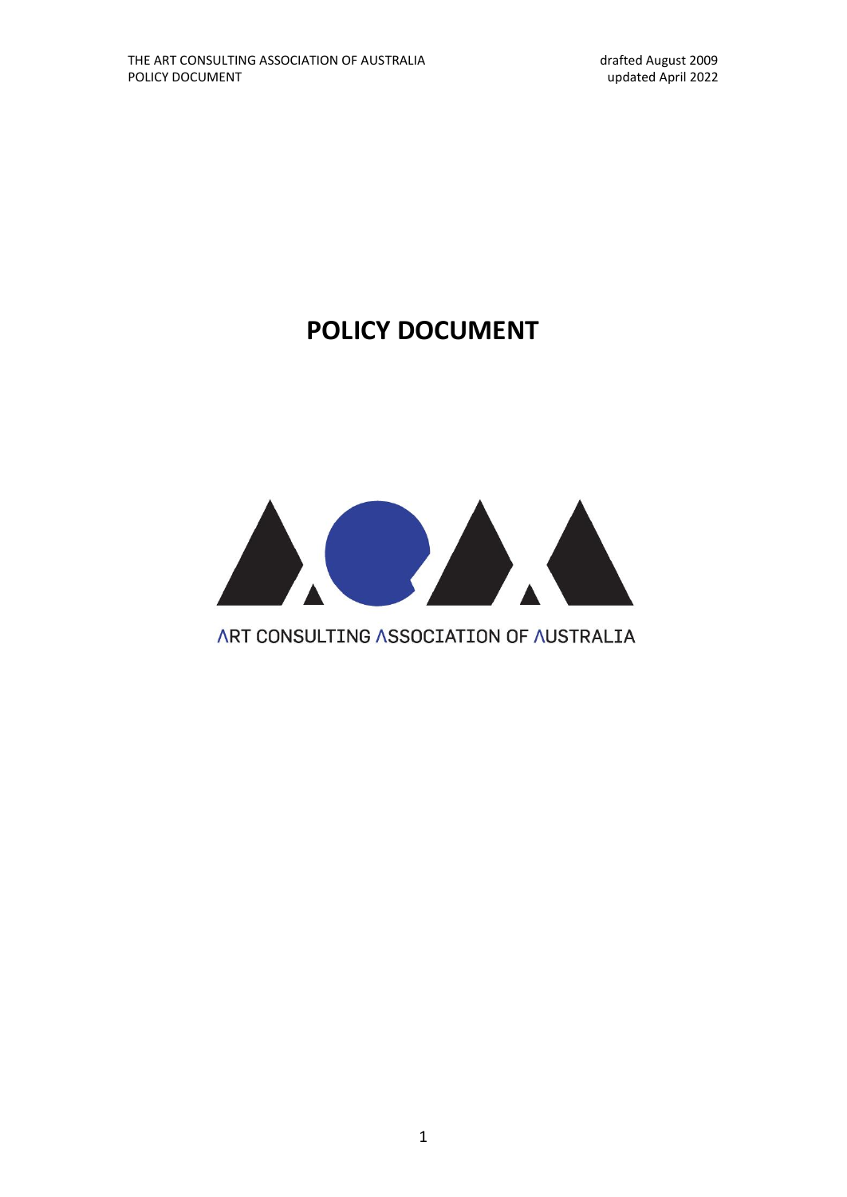# POLICY DOCUMENT

ART CONSULTING ASSOCIATION OF AUSTRALIA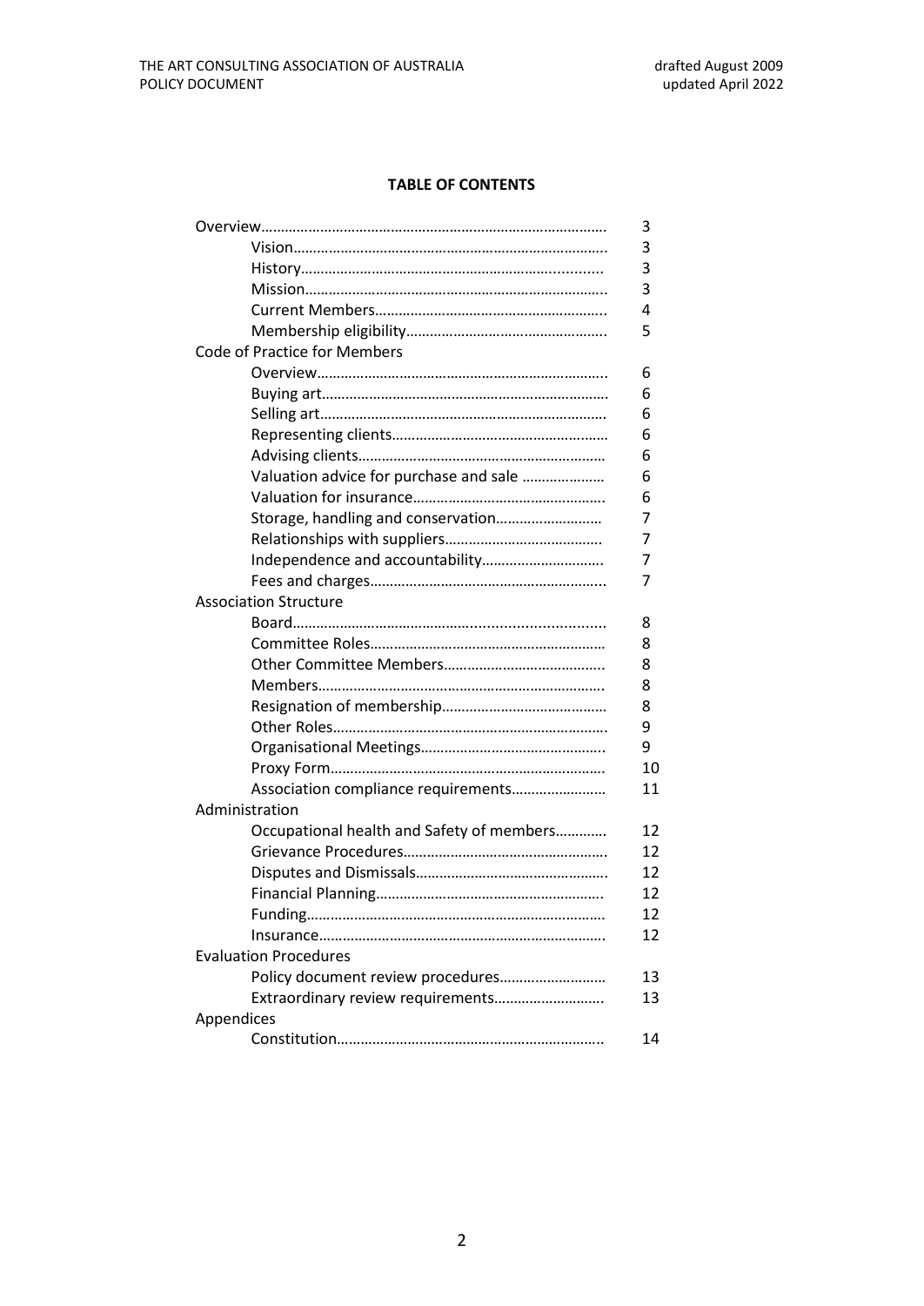## TABLE OF CONTENTS

| | |
|---|---|
| Overview | 3 |
| Vision | 3 |
| History | 3 |
| Mission | 3 |
| Current Members | 4 |
| Membership eligibility | 5 |
| **Code of Practice for Members** | |
| Overview | 6 |
| Buying art | 6 |
| Selling art | 6 |
| Representing clients | 6 |
| Advising clients | 6 |
| Valuation advice for purchase and sale | 6 |
| Valuation for insurance | 6 |
| Storage, handling and conservation | 7 |
| Relationships with suppliers | 7 |
| Independence and accountability | 7 |
| Fees and charges | 7 |
| **Association Structure** | |
| Board | 8 |
| Committee Roles | 8 |
| Other Committee Members | 8 |
| Members | 8 |
| Resignation of membership | 8 |
| Other Roles | 9 |
| Organisational Meetings | 9 |
| Proxy Form | 10 |
| Association compliance requirements | 11 |
| **Administration** | |
| Occupational health and Safety of members | 12 |
| Grievance Procedures | 12 |
| Disputes and Dismissals | 12 |
| Financial Planning | 12 |
| Funding | 12 |
| Insurance | 12 |
| **Evaluation Procedures** | |
| Policy document review procedures | 13 |
| Extraordinary review requirements | 13 |
| **Appendices** | |
| Constitution | 14 |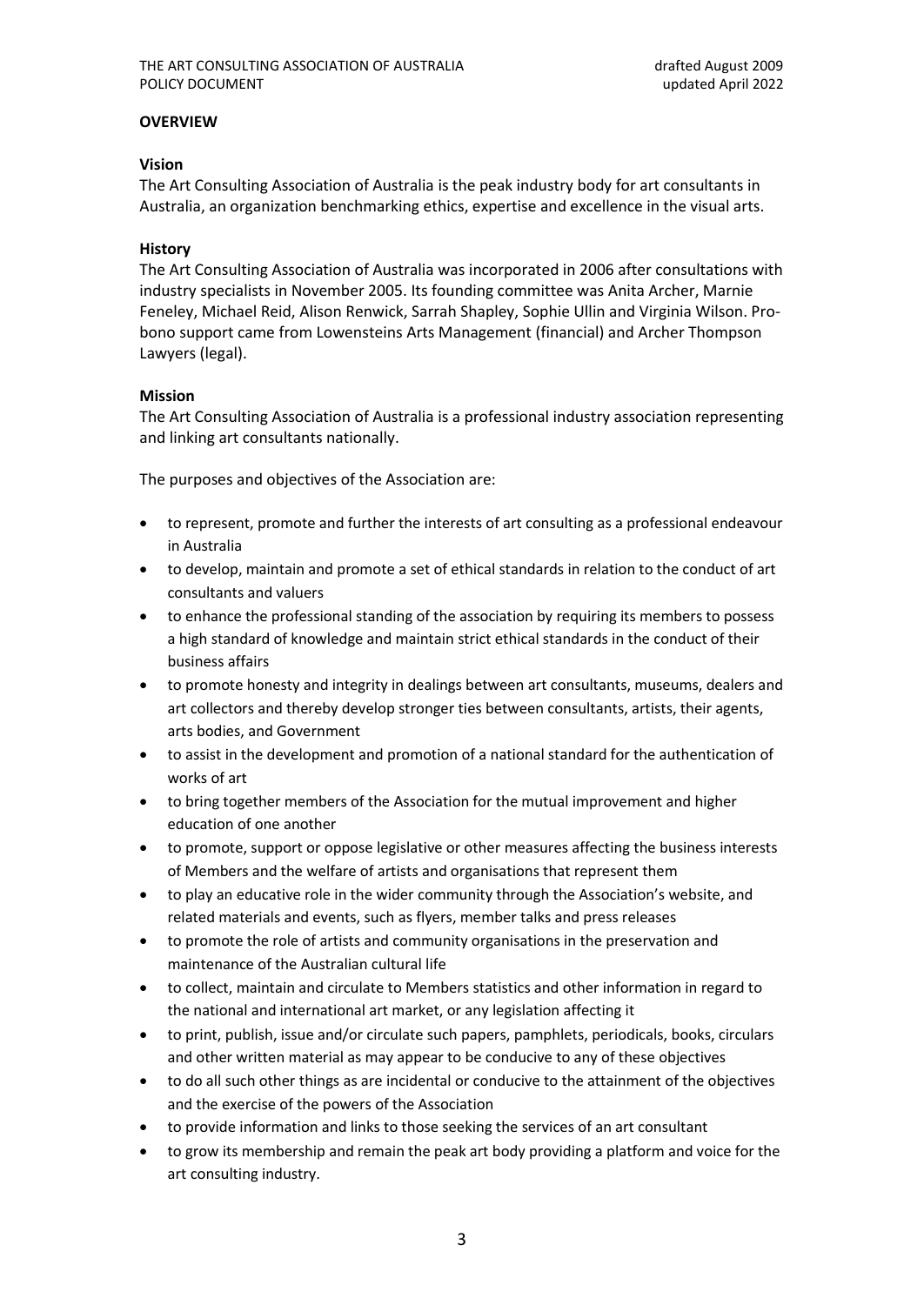**OVERVIEW**

**Vision**

The Art Consulting Association of Australia is the peak industry body for art consultants in Australia, an organization benchmarking ethics, expertise and excellence in the visual arts.

**History**

The Art Consulting Association of Australia was incorporated in 2006 after consultations with industry specialists in November 2005. Its founding committee was Anita Archer, Marnie Feneley, Michael Reid, Alison Renwick, Sarrah Shapley, Sophie Ullin and Virginia Wilson. Pro-bono support came from Lowensteins Arts Management (financial) and Archer Thompson Lawyers (legal).

**Mission**

The Art Consulting Association of Australia is a professional industry association representing and linking art consultants nationally.

The purposes and objectives of the Association are:

- to represent, promote and further the interests of art consulting as a professional endeavour in Australia
- to develop, maintain and promote a set of ethical standards in relation to the conduct of art consultants and valuers
- to enhance the professional standing of the association by requiring its members to possess a high standard of knowledge and maintain strict ethical standards in the conduct of their business affairs
- to promote honesty and integrity in dealings between art consultants, museums, dealers and art collectors and thereby develop stronger ties between consultants, artists, their agents, arts bodies, and Government
- to assist in the development and promotion of a national standard for the authentication of works of art
- to bring together members of the Association for the mutual improvement and higher education of one another
- to promote, support or oppose legislative or other measures affecting the business interests of Members and the welfare of artists and organisations that represent them
- to play an educative role in the wider community through the Association's website, and related materials and events, such as flyers, member talks and press releases
- to promote the role of artists and community organisations in the preservation and maintenance of the Australian cultural life
- to collect, maintain and circulate to Members statistics and other information in regard to the national and international art market, or any legislation affecting it
- to print, publish, issue and/or circulate such papers, pamphlets, periodicals, books, circulars and other written material as may appear to be conducive to any of these objectives
- to do all such other things as are incidental or conducive to the attainment of the objectives and the exercise of the powers of the Association
- to provide information and links to those seeking the services of an art consultant
- to grow its membership and remain the peak art body providing a platform and voice for the art consulting industry.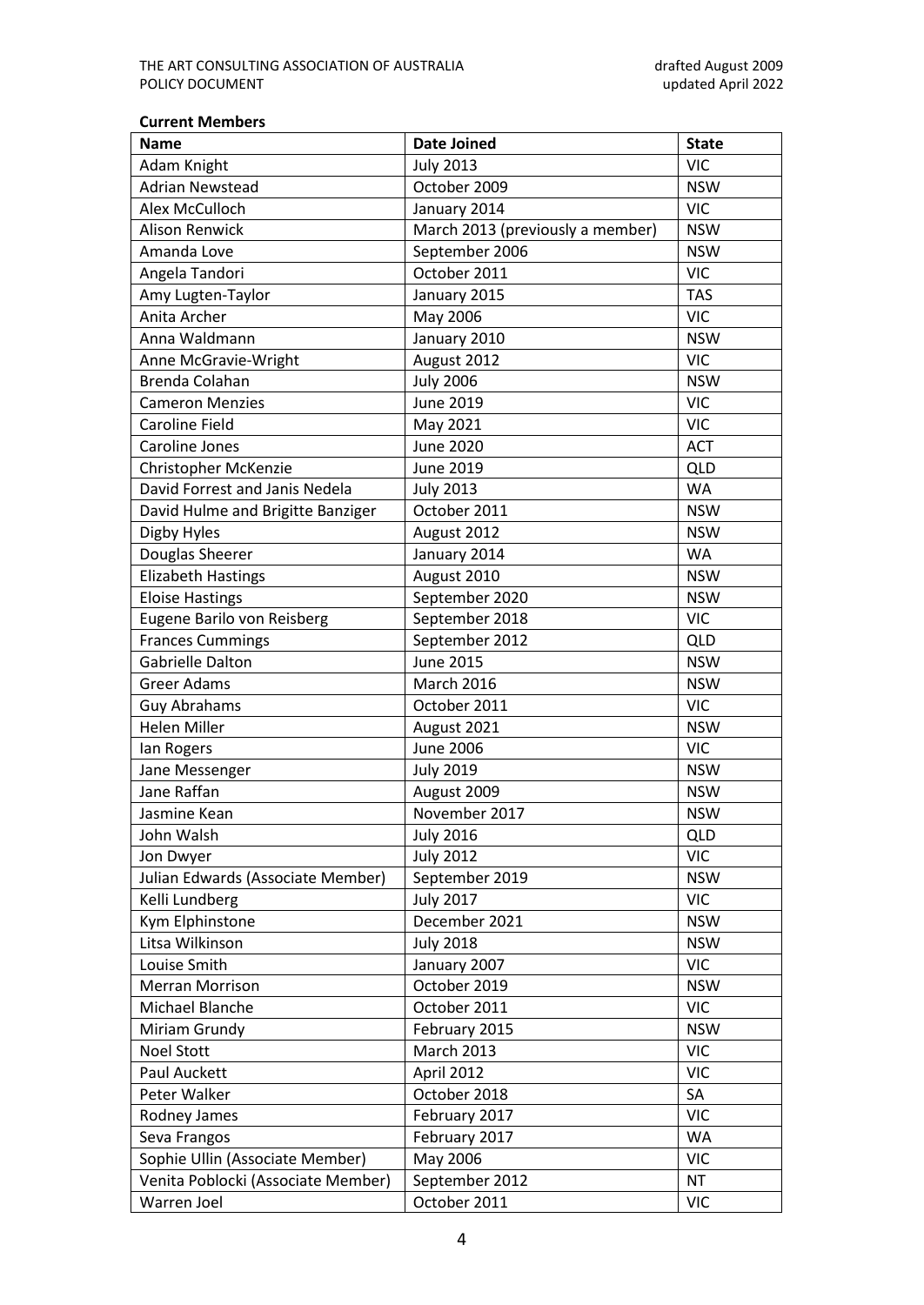**Current Members**

| Name | Date Joined | State |
|---|---|---|
| Adam Knight | July 2013 | VIC |
| Adrian Newstead | October 2009 | NSW |
| Alex McCulloch | January 2014 | VIC |
| Alison Renwick | March 2013 (previously a member) | NSW |
| Amanda Love | September 2006 | NSW |
| Angela Tandori | October 2011 | VIC |
| Amy Lugten-Taylor | January 2015 | TAS |
| Anita Archer | May 2006 | VIC |
| Anna Waldmann | January 2010 | NSW |
| Anne McGravie-Wright | August 2012 | VIC |
| Brenda Colahan | July 2006 | NSW |
| Cameron Menzies | June 2019 | VIC |
| Caroline Field | May 2021 | VIC |
| Caroline Jones | June 2020 | ACT |
| Christopher McKenzie | June 2019 | QLD |
| David Forrest and Janis Nedela | July 2013 | WA |
| David Hulme and Brigitte Banziger | October 2011 | NSW |
| Digby Hyles | August 2012 | NSW |
| Douglas Sheerer | January 2014 | WA |
| Elizabeth Hastings | August 2010 | NSW |
| Eloise Hastings | September 2020 | NSW |
| Eugene Barilo von Reisberg | September 2018 | VIC |
| Frances Cummings | September 2012 | QLD |
| Gabrielle Dalton | June 2015 | NSW |
| Greer Adams | March 2016 | NSW |
| Guy Abrahams | October 2011 | VIC |
| Helen Miller | August 2021 | NSW |
| Ian Rogers | June 2006 | VIC |
| Jane Messenger | July 2019 | NSW |
| Jane Raffan | August 2009 | NSW |
| Jasmine Kean | November 2017 | NSW |
| John Walsh | July 2016 | QLD |
| Jon Dwyer | July 2012 | VIC |
| Julian Edwards (Associate Member) | September 2019 | NSW |
| Kelli Lundberg | July 2017 | VIC |
| Kym Elphinstone | December 2021 | NSW |
| Litsa Wilkinson | July 2018 | NSW |
| Louise Smith | January 2007 | VIC |
| Merran Morrison | October 2019 | NSW |
| Michael Blanche | October 2011 | VIC |
| Miriam Grundy | February 2015 | NSW |
| Noel Stott | March 2013 | VIC |
| Paul Auckett | April 2012 | VIC |
| Peter Walker | October 2018 | SA |
| Rodney James | February 2017 | VIC |
| Seva Frangos | February 2017 | WA |
| Sophie Ullin (Associate Member) | May 2006 | VIC |
| Venita Poblocki (Associate Member) | September 2012 | NT |
| Warren Joel | October 2011 | VIC |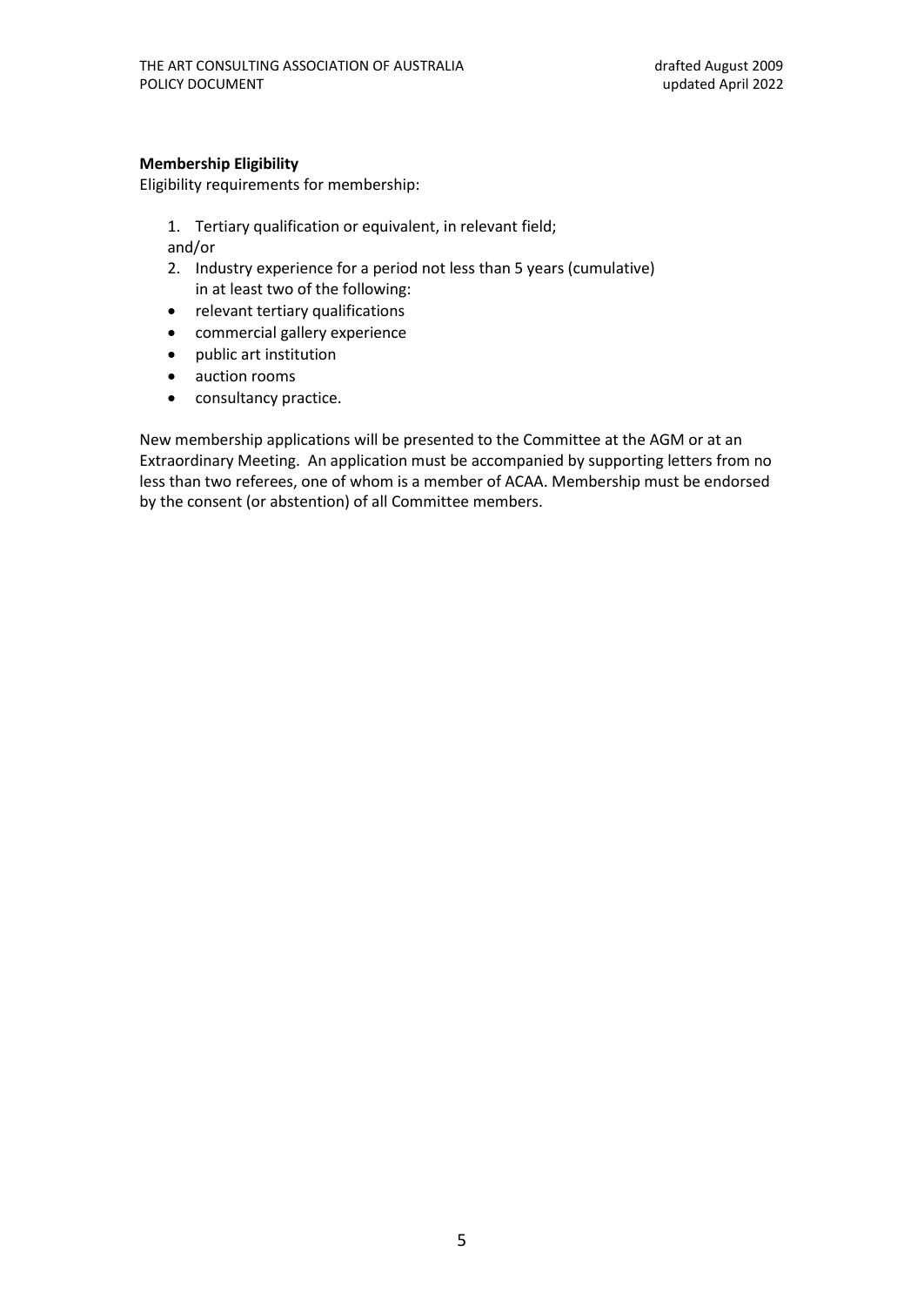**Membership Eligibility**

Eligibility requirements for membership:

1. Tertiary qualification or equivalent, in relevant field;

and/or

2. Industry experience for a period not less than 5 years (cumulative) in at least two of the following:

- relevant tertiary qualifications
- commercial gallery experience
- public art institution
- auction rooms
- consultancy practice.

New membership applications will be presented to the Committee at the AGM or at an Extraordinary Meeting. An application must be accompanied by supporting letters from no less than two referees, one of whom is a member of ACAA. Membership must be endorsed by the consent (or abstention) of all Committee members.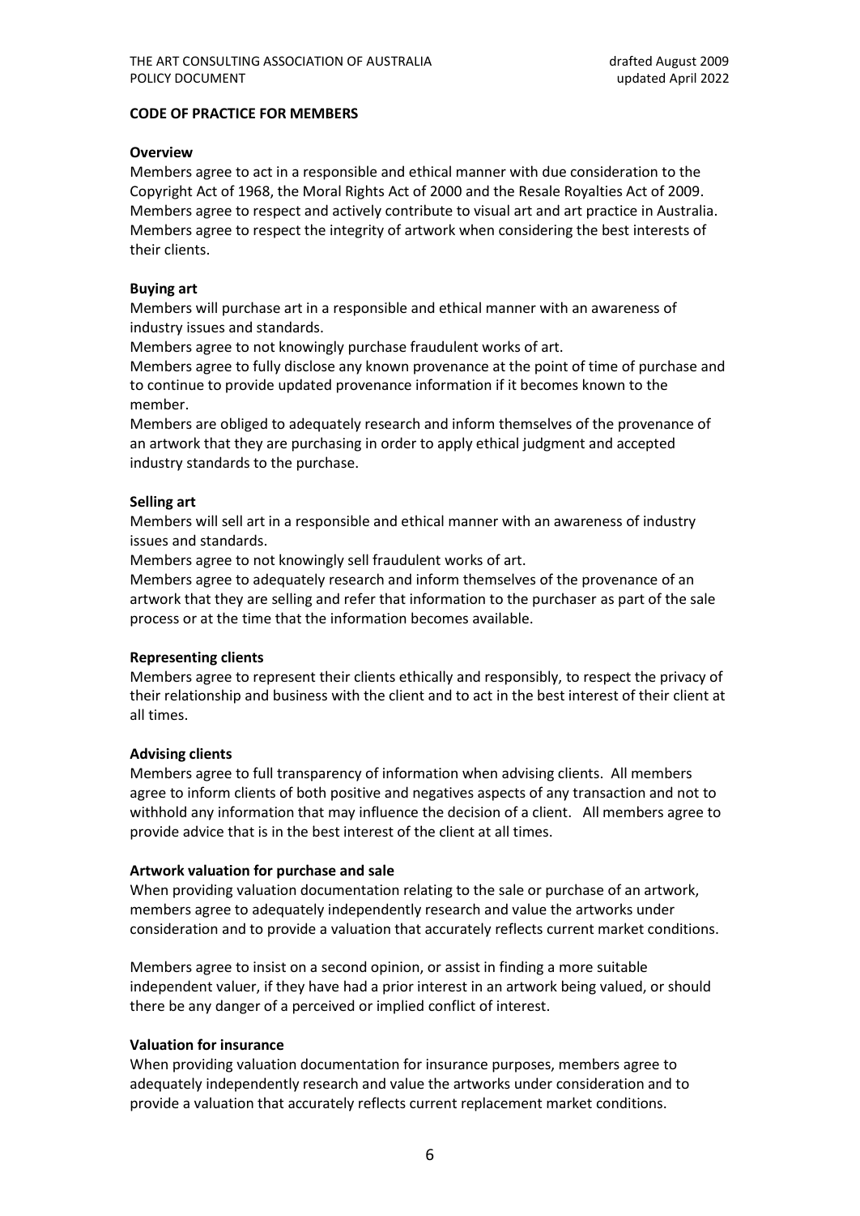## CODE OF PRACTICE FOR MEMBERS

### Overview

Members agree to act in a responsible and ethical manner with due consideration to the Copyright Act of 1968, the Moral Rights Act of 2000 and the Resale Royalties Act of 2009. Members agree to respect and actively contribute to visual art and art practice in Australia. Members agree to respect the integrity of artwork when considering the best interests of their clients.

### Buying art

Members will purchase art in a responsible and ethical manner with an awareness of industry issues and standards.

Members agree to not knowingly purchase fraudulent works of art.

Members agree to fully disclose any known provenance at the point of time of purchase and to continue to provide updated provenance information if it becomes known to the member.

Members are obliged to adequately research and inform themselves of the provenance of an artwork that they are purchasing in order to apply ethical judgment and accepted industry standards to the purchase.

### Selling art

Members will sell art in a responsible and ethical manner with an awareness of industry issues and standards.

Members agree to not knowingly sell fraudulent works of art.

Members agree to adequately research and inform themselves of the provenance of an artwork that they are selling and refer that information to the purchaser as part of the sale process or at the time that the information becomes available.

### Representing clients

Members agree to represent their clients ethically and responsibly, to respect the privacy of their relationship and business with the client and to act in the best interest of their client at all times.

### Advising clients

Members agree to full transparency of information when advising clients. All members agree to inform clients of both positive and negatives aspects of any transaction and not to withhold any information that may influence the decision of a client. All members agree to provide advice that is in the best interest of the client at all times.

### Artwork valuation for purchase and sale

When providing valuation documentation relating to the sale or purchase of an artwork, members agree to adequately independently research and value the artworks under consideration and to provide a valuation that accurately reflects current market conditions.

Members agree to insist on a second opinion, or assist in finding a more suitable independent valuer, if they have had a prior interest in an artwork being valued, or should there be any danger of a perceived or implied conflict of interest.

### Valuation for insurance

When providing valuation documentation for insurance purposes, members agree to adequately independently research and value the artworks under consideration and to provide a valuation that accurately reflects current replacement market conditions.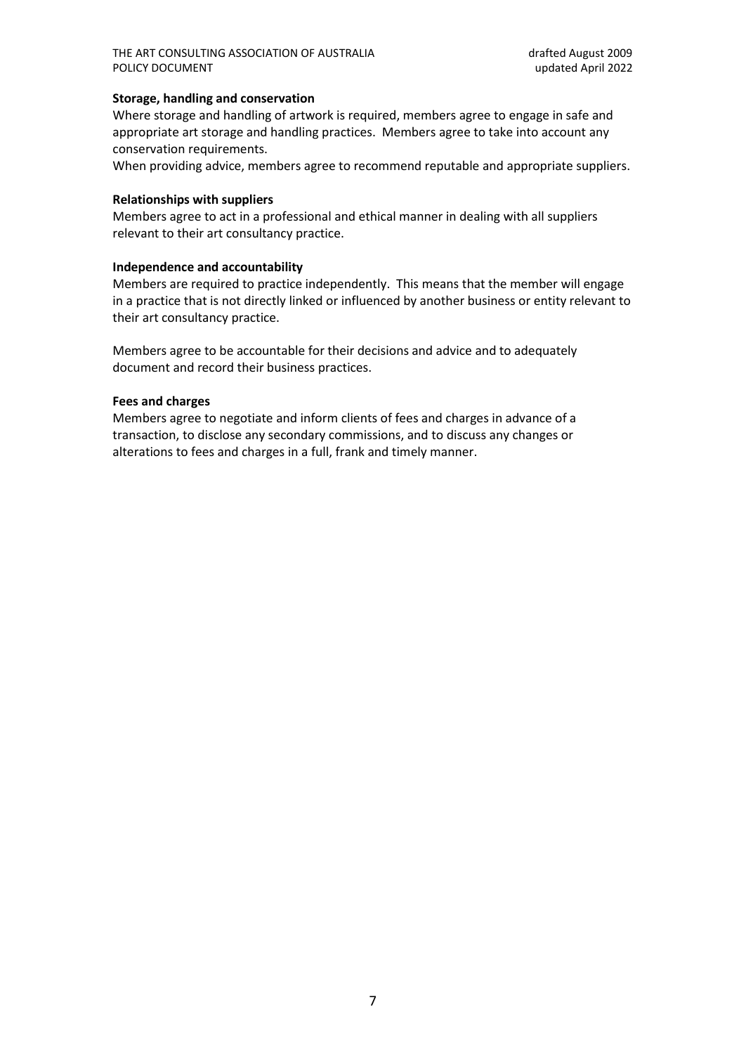**Storage, handling and conservation**

Where storage and handling of artwork is required, members agree to engage in safe and appropriate art storage and handling practices. Members agree to take into account any conservation requirements.

When providing advice, members agree to recommend reputable and appropriate suppliers.

**Relationships with suppliers**

Members agree to act in a professional and ethical manner in dealing with all suppliers relevant to their art consultancy practice.

**Independence and accountability**

Members are required to practice independently. This means that the member will engage in a practice that is not directly linked or influenced by another business or entity relevant to their art consultancy practice.

Members agree to be accountable for their decisions and advice and to adequately document and record their business practices.

**Fees and charges**

Members agree to negotiate and inform clients of fees and charges in advance of a transaction, to disclose any secondary commissions, and to discuss any changes or alterations to fees and charges in a full, frank and timely manner.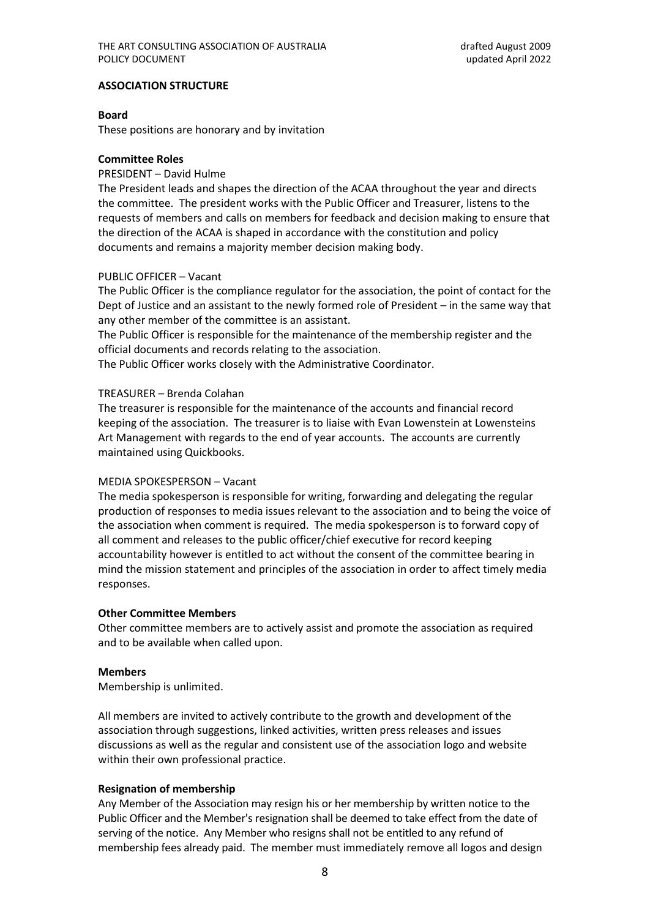## ASSOCIATION STRUCTURE

### Board

These positions are honorary and by invitation

### Committee Roles

PRESIDENT – David Hulme

The President leads and shapes the direction of the ACAA throughout the year and directs the committee. The president works with the Public Officer and Treasurer, listens to the requests of members and calls on members for feedback and decision making to ensure that the direction of the ACAA is shaped in accordance with the constitution and policy documents and remains a majority member decision making body.

PUBLIC OFFICER – Vacant

The Public Officer is the compliance regulator for the association, the point of contact for the Dept of Justice and an assistant to the newly formed role of President – in the same way that any other member of the committee is an assistant.

The Public Officer is responsible for the maintenance of the membership register and the official documents and records relating to the association.

The Public Officer works closely with the Administrative Coordinator.

TREASURER – Brenda Colahan

The treasurer is responsible for the maintenance of the accounts and financial record keeping of the association. The treasurer is to liaise with Evan Lowenstein at Lowensteins Art Management with regards to the end of year accounts. The accounts are currently maintained using Quickbooks.

MEDIA SPOKESPERSON – Vacant

The media spokesperson is responsible for writing, forwarding and delegating the regular production of responses to media issues relevant to the association and to being the voice of the association when comment is required. The media spokesperson is to forward copy of all comment and releases to the public officer/chief executive for record keeping accountability however is entitled to act without the consent of the committee bearing in mind the mission statement and principles of the association in order to affect timely media responses.

### Other Committee Members

Other committee members are to actively assist and promote the association as required and to be available when called upon.

### Members

Membership is unlimited.

All members are invited to actively contribute to the growth and development of the association through suggestions, linked activities, written press releases and issues discussions as well as the regular and consistent use of the association logo and website within their own professional practice.

### Resignation of membership

Any Member of the Association may resign his or her membership by written notice to the Public Officer and the Member's resignation shall be deemed to take effect from the date of serving of the notice. Any Member who resigns shall not be entitled to any refund of membership fees already paid. The member must immediately remove all logos and design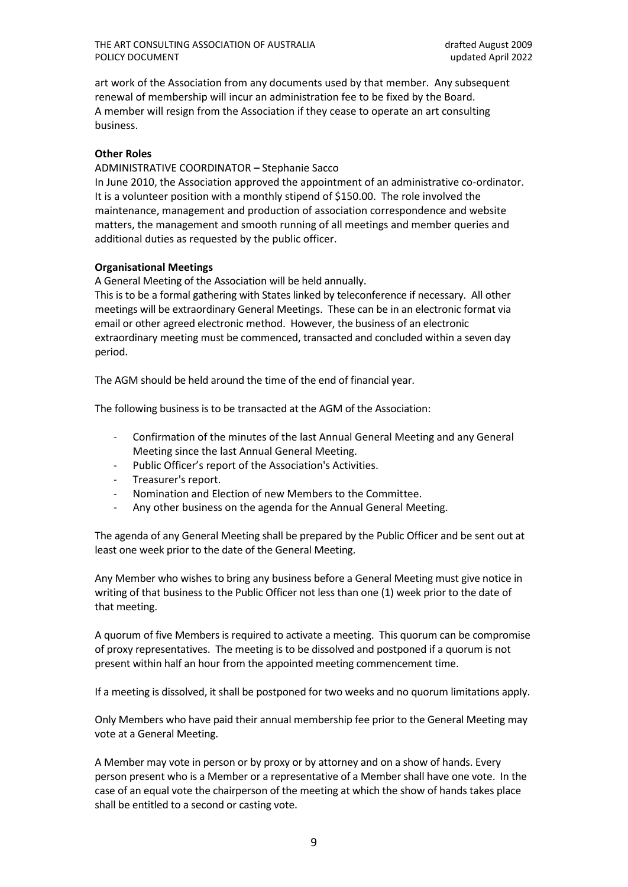art work of the Association from any documents used by that member. Any subsequent renewal of membership will incur an administration fee to be fixed by the Board.
A member will resign from the Association if they cease to operate an art consulting business.

**Other Roles**

ADMINISTRATIVE COORDINATOR **–** Stephanie Sacco

In June 2010, the Association approved the appointment of an administrative co-ordinator. It is a volunteer position with a monthly stipend of $150.00. The role involved the maintenance, management and production of association correspondence and website matters, the management and smooth running of all meetings and member queries and additional duties as requested by the public officer.

**Organisational Meetings**

A General Meeting of the Association will be held annually.
This is to be a formal gathering with States linked by teleconference if necessary. All other meetings will be extraordinary General Meetings. These can be in an electronic format via email or other agreed electronic method. However, the business of an electronic extraordinary meeting must be commenced, transacted and concluded within a seven day period.

The AGM should be held around the time of the end of financial year.

The following business is to be transacted at the AGM of the Association:

- Confirmation of the minutes of the last Annual General Meeting and any General Meeting since the last Annual General Meeting.
- Public Officer's report of the Association's Activities.
- Treasurer's report.
- Nomination and Election of new Members to the Committee.
- Any other business on the agenda for the Annual General Meeting.

The agenda of any General Meeting shall be prepared by the Public Officer and be sent out at least one week prior to the date of the General Meeting.

Any Member who wishes to bring any business before a General Meeting must give notice in writing of that business to the Public Officer not less than one (1) week prior to the date of that meeting.

A quorum of five Members is required to activate a meeting. This quorum can be compromise of proxy representatives. The meeting is to be dissolved and postponed if a quorum is not present within half an hour from the appointed meeting commencement time.

If a meeting is dissolved, it shall be postponed for two weeks and no quorum limitations apply.

Only Members who have paid their annual membership fee prior to the General Meeting may vote at a General Meeting.

A Member may vote in person or by proxy or by attorney and on a show of hands. Every person present who is a Member or a representative of a Member shall have one vote. In the case of an equal vote the chairperson of the meeting at which the show of hands takes place shall be entitled to a second or casting vote.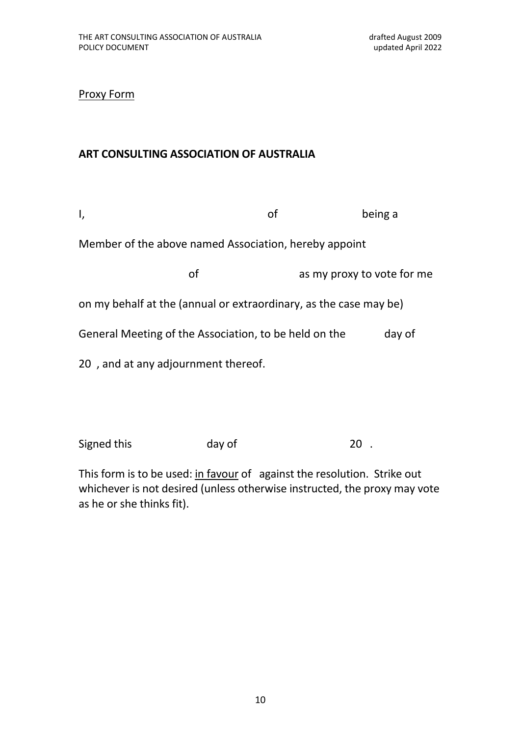Proxy Form

## ART CONSULTING ASSOCIATION OF AUSTRALIA

I, of being a

Member of the above named Association, hereby appoint

of as my proxy to vote for me

on my behalf at the (annual or extraordinary, as the case may be)

General Meeting of the Association, to be held on the day of

20 , and at any adjournment thereof.

Signed this day of 20 .

This form is to be used: in favour of against the resolution. Strike out whichever is not desired (unless otherwise instructed, the proxy may vote as he or she thinks fit).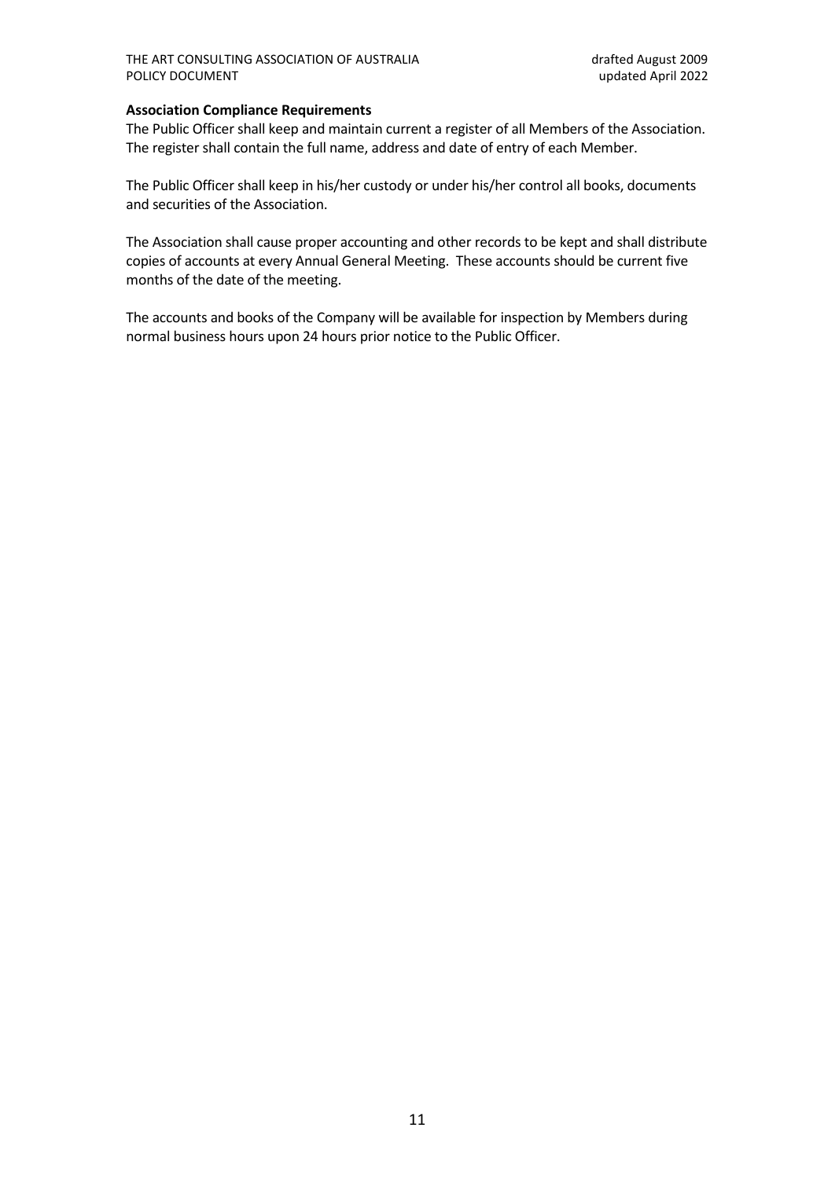**Association Compliance Requirements**

The Public Officer shall keep and maintain current a register of all Members of the Association. The register shall contain the full name, address and date of entry of each Member.

The Public Officer shall keep in his/her custody or under his/her control all books, documents and securities of the Association.

The Association shall cause proper accounting and other records to be kept and shall distribute copies of accounts at every Annual General Meeting. These accounts should be current five months of the date of the meeting.

The accounts and books of the Company will be available for inspection by Members during normal business hours upon 24 hours prior notice to the Public Officer.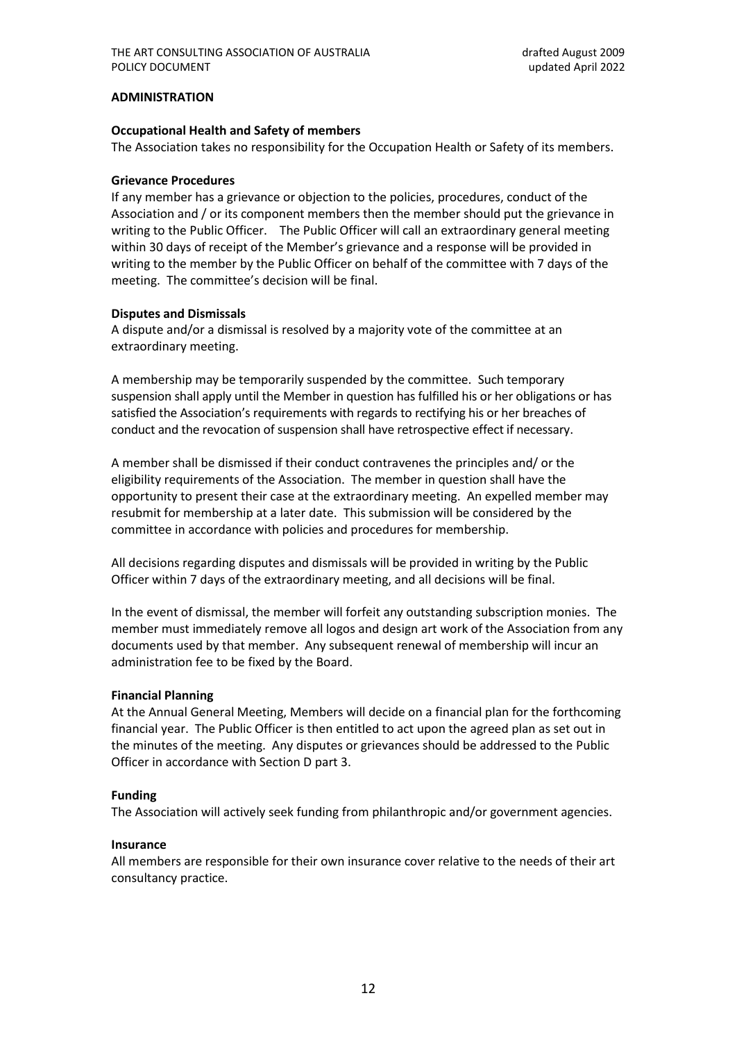## ADMINISTRATION

### Occupational Health and Safety of members

The Association takes no responsibility for the Occupation Health or Safety of its members.

### Grievance Procedures

If any member has a grievance or objection to the policies, procedures, conduct of the Association and / or its component members then the member should put the grievance in writing to the Public Officer. The Public Officer will call an extraordinary general meeting within 30 days of receipt of the Member's grievance and a response will be provided in writing to the member by the Public Officer on behalf of the committee with 7 days of the meeting. The committee's decision will be final.

### Disputes and Dismissals

A dispute and/or a dismissal is resolved by a majority vote of the committee at an extraordinary meeting.

A membership may be temporarily suspended by the committee. Such temporary suspension shall apply until the Member in question has fulfilled his or her obligations or has satisfied the Association's requirements with regards to rectifying his or her breaches of conduct and the revocation of suspension shall have retrospective effect if necessary.

A member shall be dismissed if their conduct contravenes the principles and/ or the eligibility requirements of the Association. The member in question shall have the opportunity to present their case at the extraordinary meeting. An expelled member may resubmit for membership at a later date. This submission will be considered by the committee in accordance with policies and procedures for membership.

All decisions regarding disputes and dismissals will be provided in writing by the Public Officer within 7 days of the extraordinary meeting, and all decisions will be final.

In the event of dismissal, the member will forfeit any outstanding subscription monies. The member must immediately remove all logos and design art work of the Association from any documents used by that member. Any subsequent renewal of membership will incur an administration fee to be fixed by the Board.

### Financial Planning

At the Annual General Meeting, Members will decide on a financial plan for the forthcoming financial year. The Public Officer is then entitled to act upon the agreed plan as set out in the minutes of the meeting. Any disputes or grievances should be addressed to the Public Officer in accordance with Section D part 3.

### Funding

The Association will actively seek funding from philanthropic and/or government agencies.

### Insurance

All members are responsible for their own insurance cover relative to the needs of their art consultancy practice.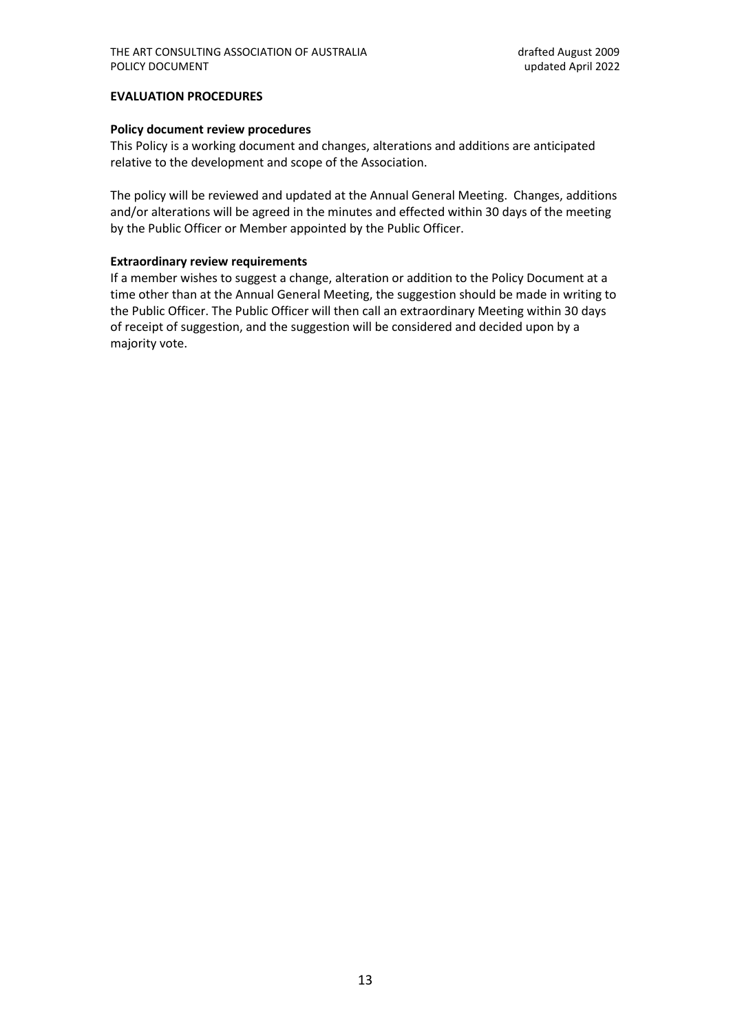**EVALUATION PROCEDURES**

**Policy document review procedures**

This Policy is a working document and changes, alterations and additions are anticipated relative to the development and scope of the Association.

The policy will be reviewed and updated at the Annual General Meeting. Changes, additions and/or alterations will be agreed in the minutes and effected within 30 days of the meeting by the Public Officer or Member appointed by the Public Officer.

**Extraordinary review requirements**

If a member wishes to suggest a change, alteration or addition to the Policy Document at a time other than at the Annual General Meeting, the suggestion should be made in writing to the Public Officer. The Public Officer will then call an extraordinary Meeting within 30 days of receipt of suggestion, and the suggestion will be considered and decided upon by a majority vote.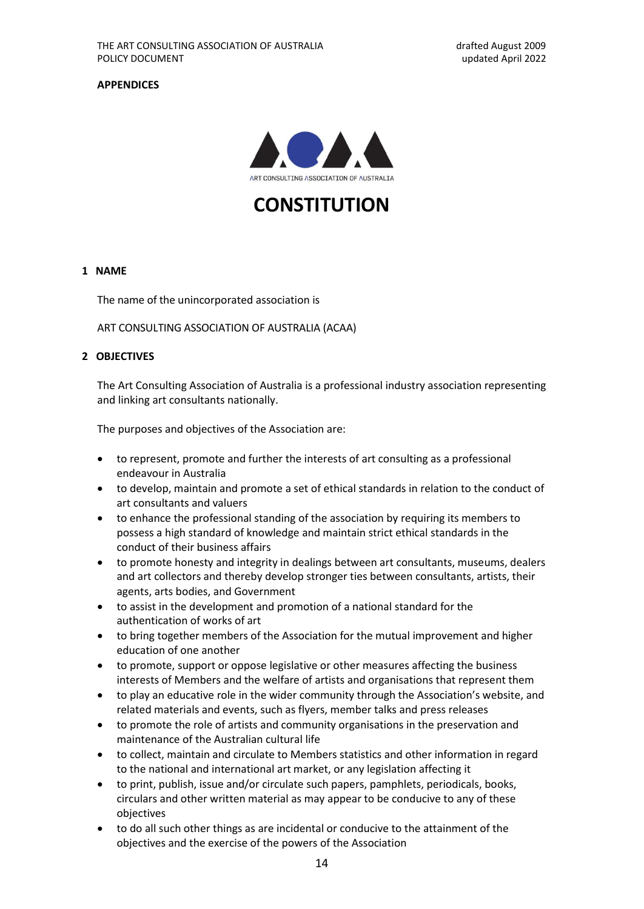**APPENDICES**

ART CONSULTING ASSOCIATION OF AUSTRALIA

# CONSTITUTION

## 1 NAME

The name of the unincorporated association is

ART CONSULTING ASSOCIATION OF AUSTRALIA (ACAA)

## 2 OBJECTIVES

The Art Consulting Association of Australia is a professional industry association representing and linking art consultants nationally.

The purposes and objectives of the Association are:

- to represent, promote and further the interests of art consulting as a professional endeavour in Australia
- to develop, maintain and promote a set of ethical standards in relation to the conduct of art consultants and valuers
- to enhance the professional standing of the association by requiring its members to possess a high standard of knowledge and maintain strict ethical standards in the conduct of their business affairs
- to promote honesty and integrity in dealings between art consultants, museums, dealers and art collectors and thereby develop stronger ties between consultants, artists, their agents, arts bodies, and Government
- to assist in the development and promotion of a national standard for the authentication of works of art
- to bring together members of the Association for the mutual improvement and higher education of one another
- to promote, support or oppose legislative or other measures affecting the business interests of Members and the welfare of artists and organisations that represent them
- to play an educative role in the wider community through the Association's website, and related materials and events, such as flyers, member talks and press releases
- to promote the role of artists and community organisations in the preservation and maintenance of the Australian cultural life
- to collect, maintain and circulate to Members statistics and other information in regard to the national and international art market, or any legislation affecting it
- to print, publish, issue and/or circulate such papers, pamphlets, periodicals, books, circulars and other written material as may appear to be conducive to any of these objectives
- to do all such other things as are incidental or conducive to the attainment of the objectives and the exercise of the powers of the Association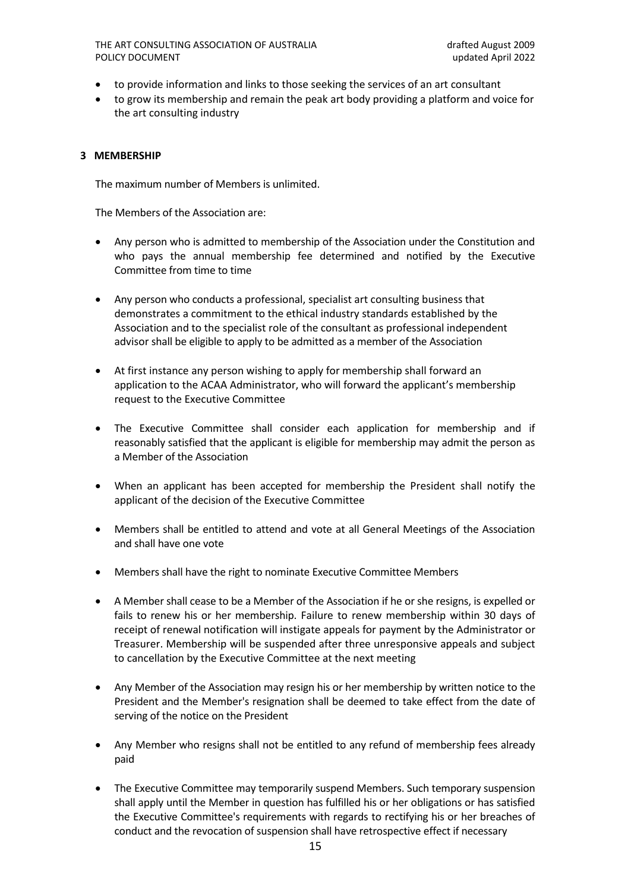- to provide information and links to those seeking the services of an art consultant
- to grow its membership and remain the peak art body providing a platform and voice for the art consulting industry

## 3 MEMBERSHIP

The maximum number of Members is unlimited.

The Members of the Association are:

- Any person who is admitted to membership of the Association under the Constitution and who pays the annual membership fee determined and notified by the Executive Committee from time to time

- Any person who conducts a professional, specialist art consulting business that demonstrates a commitment to the ethical industry standards established by the Association and to the specialist role of the consultant as professional independent advisor shall be eligible to apply to be admitted as a member of the Association

- At first instance any person wishing to apply for membership shall forward an application to the ACAA Administrator, who will forward the applicant's membership request to the Executive Committee

- The Executive Committee shall consider each application for membership and if reasonably satisfied that the applicant is eligible for membership may admit the person as a Member of the Association

- When an applicant has been accepted for membership the President shall notify the applicant of the decision of the Executive Committee

- Members shall be entitled to attend and vote at all General Meetings of the Association and shall have one vote

- Members shall have the right to nominate Executive Committee Members

- A Member shall cease to be a Member of the Association if he or she resigns, is expelled or fails to renew his or her membership. Failure to renew membership within 30 days of receipt of renewal notification will instigate appeals for payment by the Administrator or Treasurer. Membership will be suspended after three unresponsive appeals and subject to cancellation by the Executive Committee at the next meeting

- Any Member of the Association may resign his or her membership by written notice to the President and the Member's resignation shall be deemed to take effect from the date of serving of the notice on the President

- Any Member who resigns shall not be entitled to any refund of membership fees already paid

- The Executive Committee may temporarily suspend Members. Such temporary suspension shall apply until the Member in question has fulfilled his or her obligations or has satisfied the Executive Committee's requirements with regards to rectifying his or her breaches of conduct and the revocation of suspension shall have retrospective effect if necessary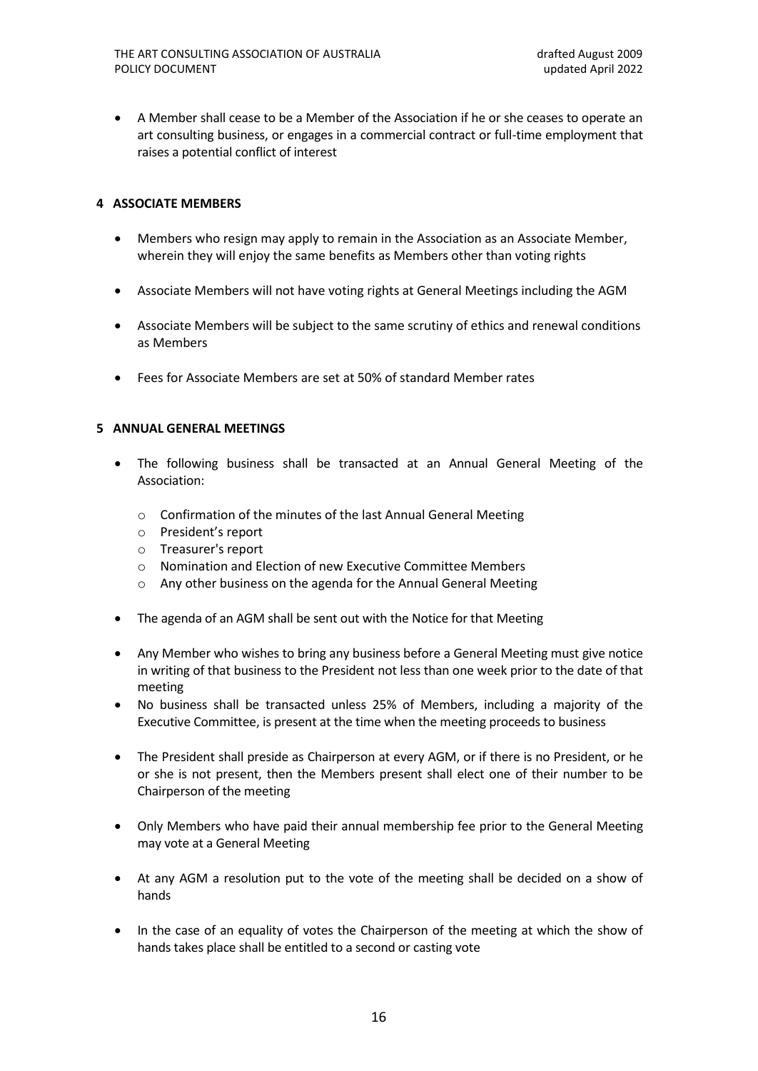- A Member shall cease to be a Member of the Association if he or she ceases to operate an art consulting business, or engages in a commercial contract or full-time employment that raises a potential conflict of interest

## 4 ASSOCIATE MEMBERS

- Members who resign may apply to remain in the Association as an Associate Member, wherein they will enjoy the same benefits as Members other than voting rights
- Associate Members will not have voting rights at General Meetings including the AGM
- Associate Members will be subject to the same scrutiny of ethics and renewal conditions as Members
- Fees for Associate Members are set at 50% of standard Member rates

## 5 ANNUAL GENERAL MEETINGS

- The following business shall be transacted at an Annual General Meeting of the Association:
  - Confirmation of the minutes of the last Annual General Meeting
  - President's report
  - Treasurer's report
  - Nomination and Election of new Executive Committee Members
  - Any other business on the agenda for the Annual General Meeting
- The agenda of an AGM shall be sent out with the Notice for that Meeting
- Any Member who wishes to bring any business before a General Meeting must give notice in writing of that business to the President not less than one week prior to the date of that meeting
- No business shall be transacted unless 25% of Members, including a majority of the Executive Committee, is present at the time when the meeting proceeds to business
- The President shall preside as Chairperson at every AGM, or if there is no President, or he or she is not present, then the Members present shall elect one of their number to be Chairperson of the meeting
- Only Members who have paid their annual membership fee prior to the General Meeting may vote at a General Meeting
- At any AGM a resolution put to the vote of the meeting shall be decided on a show of hands
- In the case of an equality of votes the Chairperson of the meeting at which the show of hands takes place shall be entitled to a second or casting vote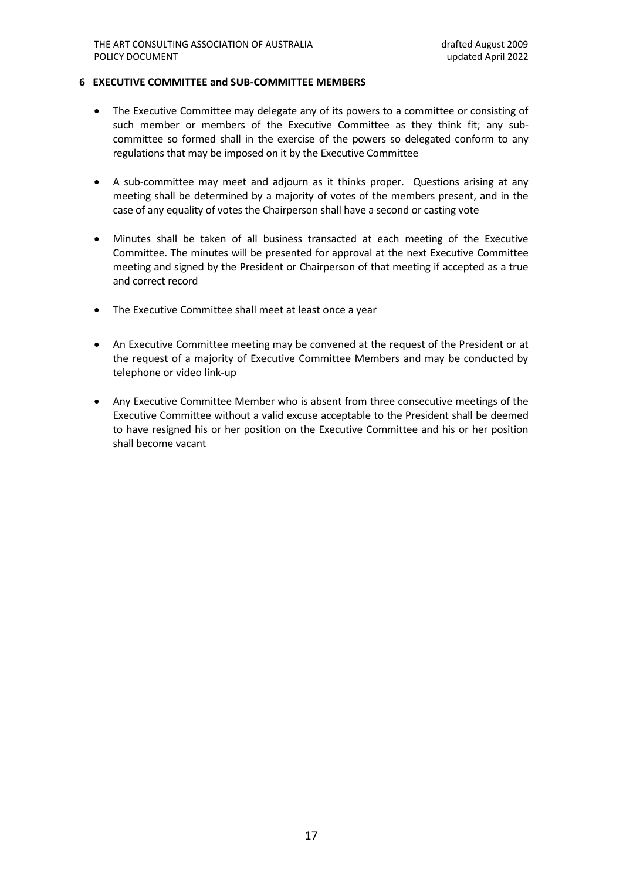## 6 EXECUTIVE COMMITTEE and SUB-COMMITTEE MEMBERS

- The Executive Committee may delegate any of its powers to a committee or consisting of such member or members of the Executive Committee as they think fit; any sub-committee so formed shall in the exercise of the powers so delegated conform to any regulations that may be imposed on it by the Executive Committee

- A sub-committee may meet and adjourn as it thinks proper. Questions arising at any meeting shall be determined by a majority of votes of the members present, and in the case of any equality of votes the Chairperson shall have a second or casting vote

- Minutes shall be taken of all business transacted at each meeting of the Executive Committee. The minutes will be presented for approval at the next Executive Committee meeting and signed by the President or Chairperson of that meeting if accepted as a true and correct record

- The Executive Committee shall meet at least once a year

- An Executive Committee meeting may be convened at the request of the President or at the request of a majority of Executive Committee Members and may be conducted by telephone or video link-up

- Any Executive Committee Member who is absent from three consecutive meetings of the Executive Committee without a valid excuse acceptable to the President shall be deemed to have resigned his or her position on the Executive Committee and his or her position shall become vacant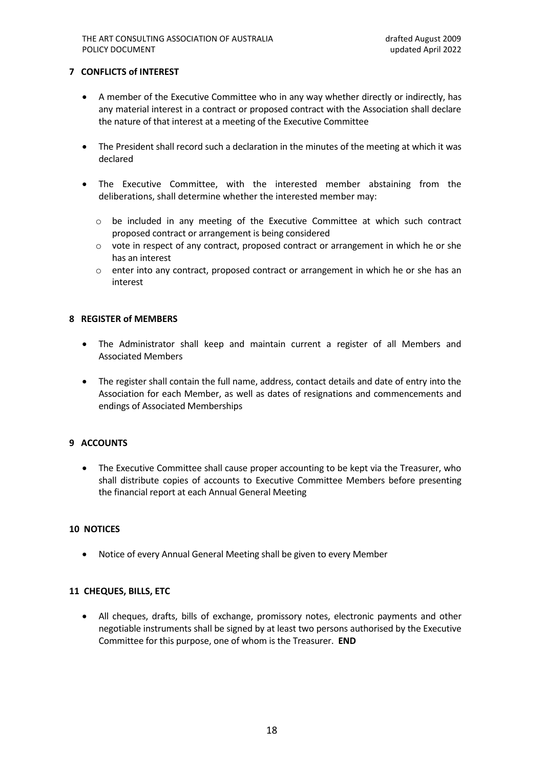## 7 CONFLICTS of INTEREST

- A member of the Executive Committee who in any way whether directly or indirectly, has any material interest in a contract or proposed contract with the Association shall declare the nature of that interest at a meeting of the Executive Committee

- The President shall record such a declaration in the minutes of the meeting at which it was declared

- The Executive Committee, with the interested member abstaining from the deliberations, shall determine whether the interested member may:

  - be included in any meeting of the Executive Committee at which such contract proposed contract or arrangement is being considered
  - vote in respect of any contract, proposed contract or arrangement in which he or she has an interest
  - enter into any contract, proposed contract or arrangement in which he or she has an interest

## 8 REGISTER of MEMBERS

- The Administrator shall keep and maintain current a register of all Members and Associated Members

- The register shall contain the full name, address, contact details and date of entry into the Association for each Member, as well as dates of resignations and commencements and endings of Associated Memberships

## 9 ACCOUNTS

- The Executive Committee shall cause proper accounting to be kept via the Treasurer, who shall distribute copies of accounts to Executive Committee Members before presenting the financial report at each Annual General Meeting

## 10 NOTICES

- Notice of every Annual General Meeting shall be given to every Member

## 11 CHEQUES, BILLS, ETC

- All cheques, drafts, bills of exchange, promissory notes, electronic payments and other negotiable instruments shall be signed by at least two persons authorised by the Executive Committee for this purpose, one of whom is the Treasurer. **END**